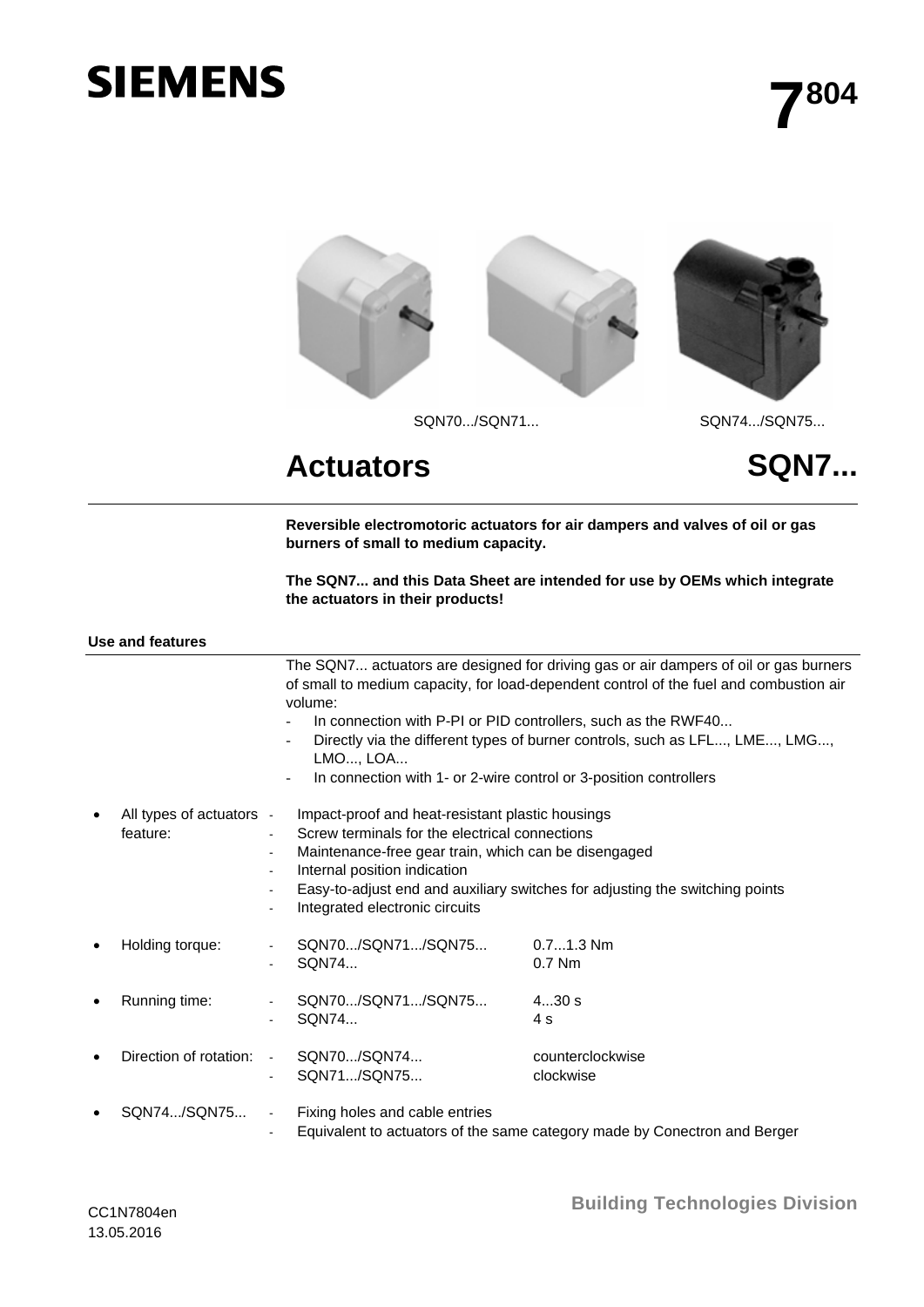SIEMENS

# 7804

SQN70.../SQN71... SQN74.../SQN75...

# Actuators SQN7...

**Reversible electromotoric actuators for air dampers and valves of oil or gas burners of small to medium capacity.**

**The SQN7... and this Data Sheet are intended for use by OEMs which integrate the actuators in their products!**

## Use and features

The SQN7... actuators are designed for driving gas or air dampers of oil or gas burners of small to medium capacity, for load-dependent control of the fuel and combustion air volume:

- In connection with P-PI or PID controllers, such as the RWF40...
- Directly via the different types of burner controls, such as LFL..., LME..., LMG..., LMO..., LOA...
- In connection with 1- or 2-wire control or 3-position controllers

- All types of actuators feature:
  - Impact-proof and heat-resistant plastic housings
  - Screw terminals for the electrical connections
  - Maintenance-free gear train, which can be disengaged
  - Internal position indication
  - Easy-to-adjust end and auxiliary switches for adjusting the switching points
  - Integrated electronic circuits

- Holding torque:
  - SQN70.../SQN71.../SQN75... 0.7...1.3 Nm
  - SQN74... 0.7 Nm

- Running time:
  - SQN70.../SQN71.../SQN75... 4...30 s
  - SQN74... 4 s

- Direction of rotation:
  - SQN70.../SQN74... counterclockwise
  - SQN71.../SQN75... clockwise

- SQN74.../SQN75...
  - Fixing holes and cable entries
  - Equivalent to actuators of the same category made by Conectron and Berger

CC1N7804en
13.05.2016

Building Technologies Division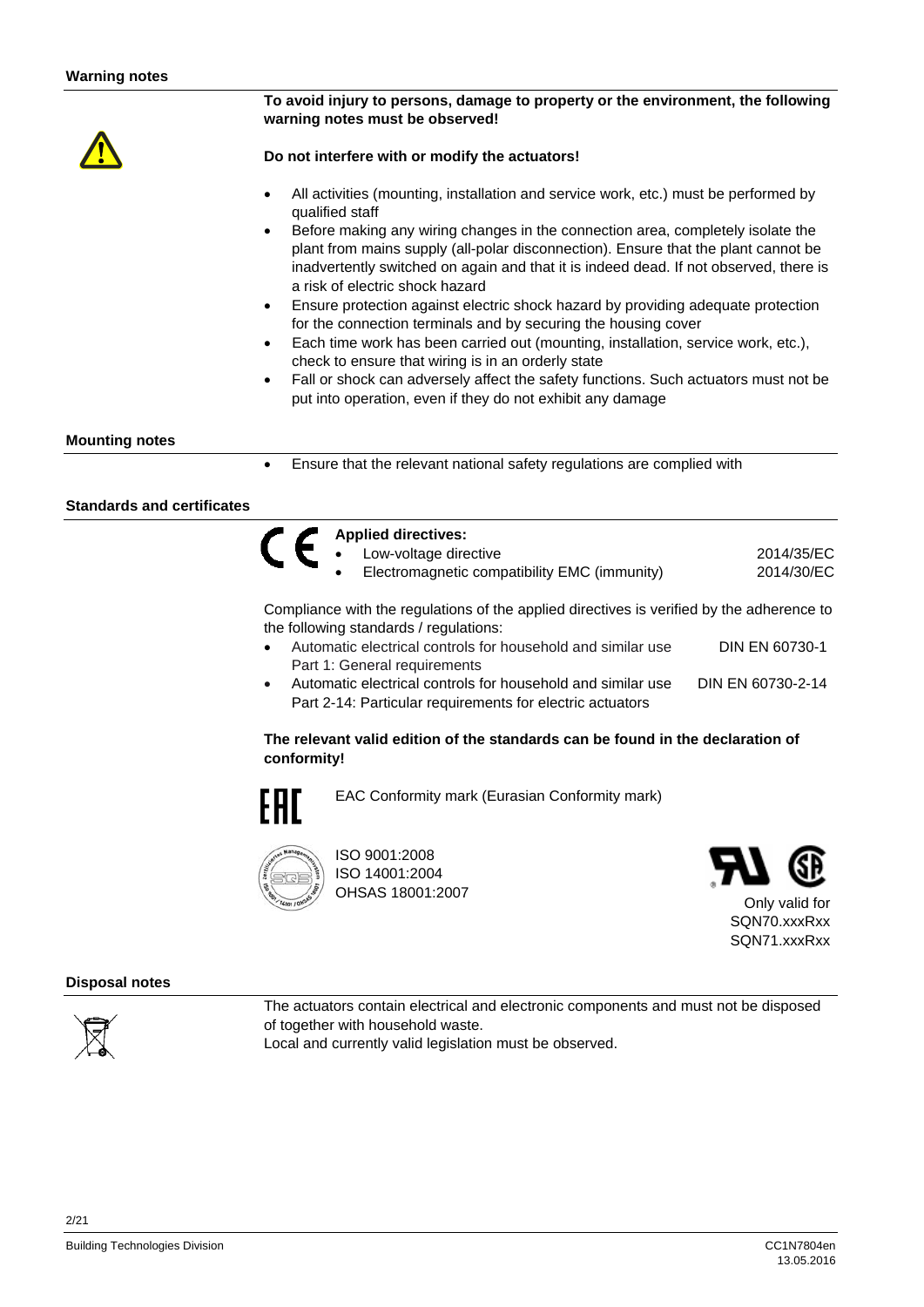## Warning notes

**To avoid injury to persons, damage to property or the environment, the following warning notes must be observed!**

**Do not interfere with or modify the actuators!**

- All activities (mounting, installation and service work, etc.) must be performed by qualified staff
- Before making any wiring changes in the connection area, completely isolate the plant from mains supply (all-polar disconnection). Ensure that the plant cannot be inadvertently switched on again and that it is indeed dead. If not observed, there is a risk of electric shock hazard
- Ensure protection against electric shock hazard by providing adequate protection for the connection terminals and by securing the housing cover
- Each time work has been carried out (mounting, installation, service work, etc.), check to ensure that wiring is in an orderly state
- Fall or shock can adversely affect the safety functions. Such actuators must not be put into operation, even if they do not exhibit any damage

## Mounting notes

- Ensure that the relevant national safety regulations are complied with

## Standards and certificates

**Applied directives:**

- Low-voltage directive 2014/35/EC
- Electromagnetic compatibility EMC (immunity) 2014/30/EC

Compliance with the regulations of the applied directives is verified by the adherence to the following standards / regulations:

- Automatic electrical controls for household and similar use Part 1: General requirements DIN EN 60730-1
- Automatic electrical controls for household and similar use Part 2-14: Particular requirements for electric actuators DIN EN 60730-2-14

**The relevant valid edition of the standards can be found in the declaration of conformity!**

EAC Conformity mark (Eurasian Conformity mark)

ISO 9001:2008
ISO 14001:2004
OHSAS 18001:2007

Only valid for
SQN70.xxxRxx
SQN71.xxxRxx

## Disposal notes

The actuators contain electrical and electronic components and must not be disposed of together with household waste.
Local and currently valid legislation must be observed.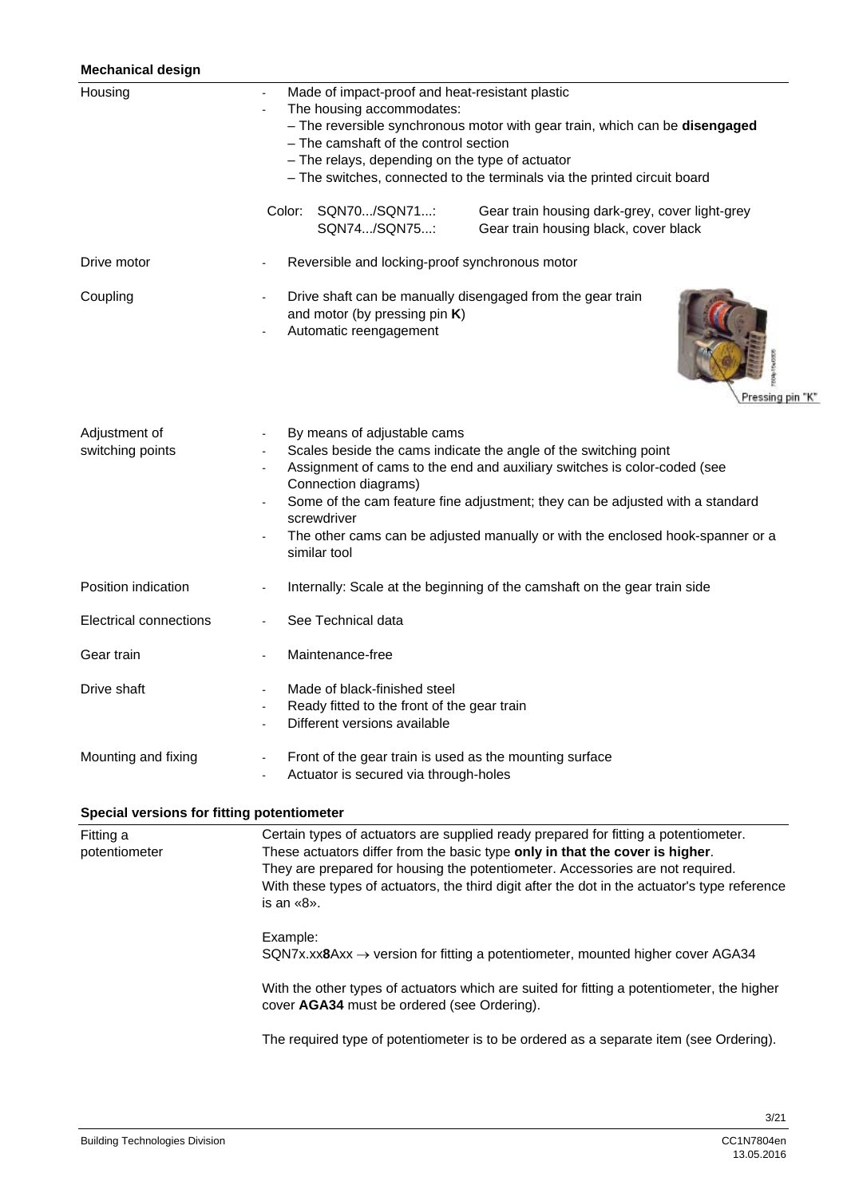## Mechanical design

| | |
|---|---|
| Housing | - Made of impact-proof and heat-resistant plastic<br>- The housing accommodates:<br>– The reversible synchronous motor with gear train, which can be **disengaged**<br>– The camshaft of the control section<br>– The relays, depending on the type of actuator<br>– The switches, connected to the terminals via the printed circuit board<br><br>Color: SQN70.../SQN71...: Gear train housing dark-grey, cover light-grey<br>SQN74.../SQN75...: Gear train housing black, cover black |
| Drive motor | - Reversible and locking-proof synchronous motor |
| Coupling | - Drive shaft can be manually disengaged from the gear train and motor (by pressing pin **K**)<br>- Automatic reengagement<br><br>Pressing pin "K" |
| Adjustment of switching points | - By means of adjustable cams<br>- Scales beside the cams indicate the angle of the switching point<br>- Assignment of cams to the end and auxiliary switches is color-coded (see Connection diagrams)<br>- Some of the cam feature fine adjustment; they can be adjusted with a standard screwdriver<br>- The other cams can be adjusted manually or with the enclosed hook-spanner or a similar tool |
| Position indication | - Internally: Scale at the beginning of the camshaft on the gear train side |
| Electrical connections | - See Technical data |
| Gear train | - Maintenance-free |
| Drive shaft | - Made of black-finished steel<br>- Ready fitted to the front of the gear train<br>- Different versions available |
| Mounting and fixing | - Front of the gear train is used as the mounting surface<br>- Actuator is secured via through-holes |

## Special versions for fitting potentiometer

**Fitting a potentiometer**

Certain types of actuators are supplied ready prepared for fitting a potentiometer. These actuators differ from the basic type **only in that the cover is higher**. They are prepared for housing the potentiometer. Accessories are not required. With these types of actuators, the third digit after the dot in the actuator's type reference is an «8».

Example:
SQN7x.xx**8**Axx → version for fitting a potentiometer, mounted higher cover AGA34

With the other types of actuators which are suited for fitting a potentiometer, the higher cover **AGA34** must be ordered (see Ordering).

The required type of potentiometer is to be ordered as a separate item (see Ordering).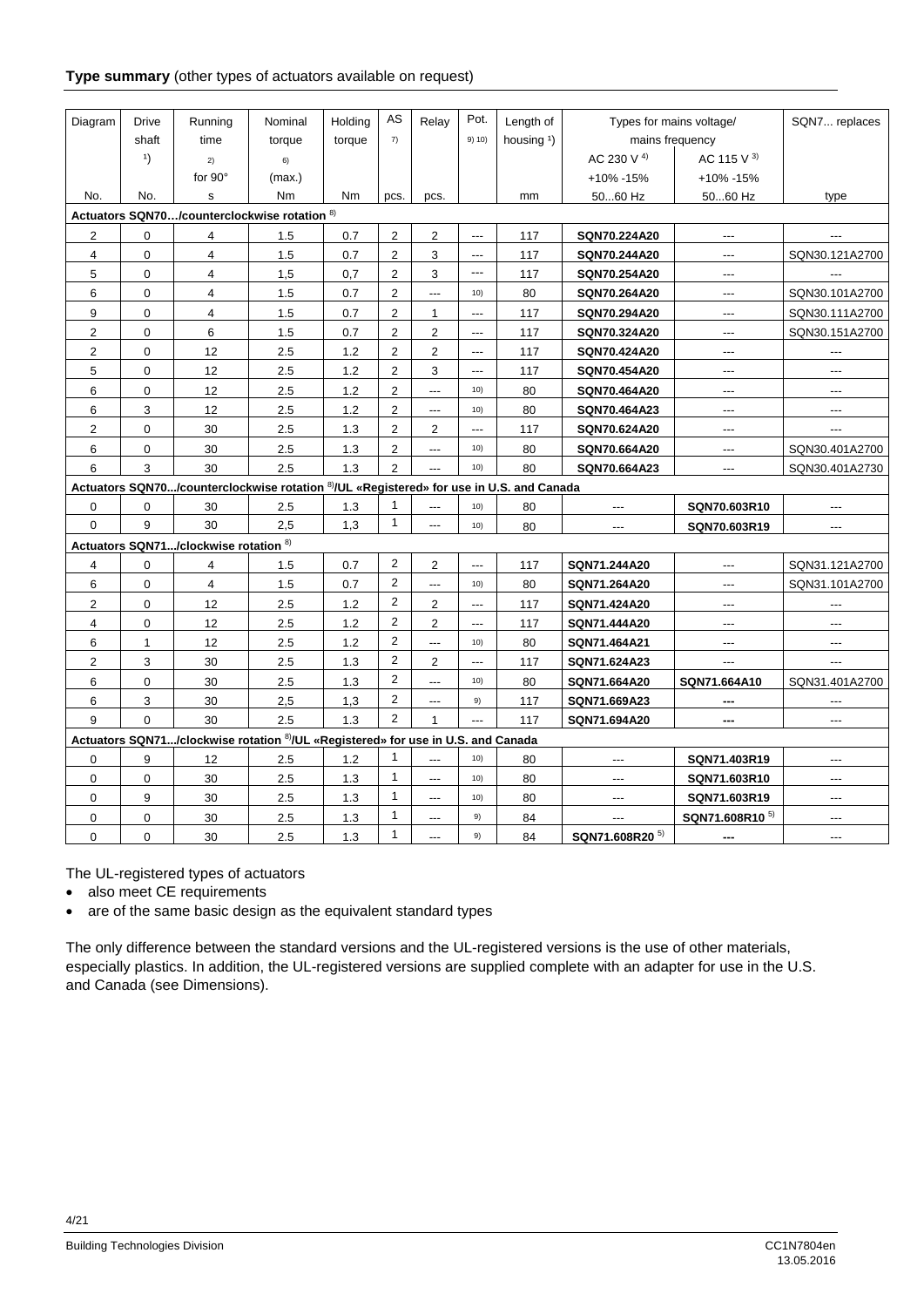**Type summary** (other types of actuators available on request)

| Diagram | Drive shaft [1] | Running time [2] for 90° | Nominal torque [6] (max.) | Holding torque | AS [7] | Relay | Pot. [9] [10] | Length of housing [1] | Types for mains voltage/ mains frequency | | SQN7... replaces |
|---|---|---|---|---|---|---|---|---|---|---|---|
| | | | | | | | | | AC 230 V [4] +10% -15% 50...60 Hz | AC 115 V [3] +10% -15% 50...60 Hz | |
| No. | No. | s | Nm | Nm | pcs. | pcs. | | mm | | | type |
| **Actuators SQN70…/counterclockwise rotation [8]** | | | | | | | | | | | |
| 2 | 0 | 4 | 1.5 | 0.7 | 2 | 2 | --- | 117 | **SQN70.224A20** | --- | --- |
| 4 | 0 | 4 | 1.5 | 0.7 | 2 | 3 | --- | 117 | **SQN70.244A20** | --- | SQN30.121A2700 |
| 5 | 0 | 4 | 1,5 | 0,7 | 2 | 3 | --- | 117 | **SQN70.254A20** | --- | --- |
| 6 | 0 | 4 | 1.5 | 0.7 | 2 | --- | [10] | 80 | **SQN70.264A20** | --- | SQN30.101A2700 |
| 9 | 0 | 4 | 1.5 | 0.7 | 2 | 1 | --- | 117 | **SQN70.294A20** | --- | SQN30.111A2700 |
| 2 | 0 | 6 | 1.5 | 0.7 | 2 | 2 | --- | 117 | **SQN70.324A20** | --- | SQN30.151A2700 |
| 2 | 0 | 12 | 2.5 | 1.2 | 2 | 2 | --- | 117 | **SQN70.424A20** | --- | --- |
| 5 | 0 | 12 | 2.5 | 1.2 | 2 | 3 | --- | 117 | **SQN70.454A20** | --- | --- |
| 6 | 0 | 12 | 2.5 | 1.2 | 2 | --- | [10] | 80 | **SQN70.464A20** | --- | --- |
| 6 | 3 | 12 | 2.5 | 1.2 | 2 | --- | [10] | 80 | **SQN70.464A23** | --- | --- |
| 2 | 0 | 30 | 2.5 | 1.3 | 2 | 2 | --- | 117 | **SQN70.624A20** | --- | --- |
| 6 | 0 | 30 | 2.5 | 1.3 | 2 | --- | [10] | 80 | **SQN70.664A20** | --- | SQN30.401A2700 |
| 6 | 3 | 30 | 2.5 | 1.3 | 2 | --- | [10] | 80 | **SQN70.664A23** | --- | SQN30.401A2730 |
| **Actuators SQN70.../counterclockwise rotation [8]/UL «Registered» for use in U.S. and Canada** | | | | | | | | | | | |
| 0 | 0 | 30 | 2.5 | 1.3 | 1 | --- | [10] | 80 | --- | **SQN70.603R10** | --- |
| 0 | 9 | 30 | 2,5 | 1,3 | 1 | --- | [10] | 80 | --- | **SQN70.603R19** | --- |
| **Actuators SQN71.../clockwise rotation [8]** | | | | | | | | | | | |
| 4 | 0 | 4 | 1.5 | 0.7 | 2 | 2 | --- | 117 | **SQN71.244A20** | --- | SQN31.121A2700 |
| 6 | 0 | 4 | 1.5 | 0.7 | 2 | --- | [10] | 80 | **SQN71.264A20** | --- | SQN31.101A2700 |
| 2 | 0 | 12 | 2.5 | 1.2 | 2 | 2 | --- | 117 | **SQN71.424A20** | --- | --- |
| 4 | 0 | 12 | 2.5 | 1.2 | 2 | 2 | --- | 117 | **SQN71.444A20** | --- | --- |
| 6 | 1 | 12 | 2.5 | 1.2 | 2 | --- | [10] | 80 | **SQN71.464A21** | --- | --- |
| 2 | 3 | 30 | 2.5 | 1.3 | 2 | 2 | --- | 117 | **SQN71.624A23** | --- | --- |
| 6 | 0 | 30 | 2.5 | 1.3 | 2 | --- | [10] | 80 | **SQN71.664A20** | **SQN71.664A10** | SQN31.401A2700 |
| 6 | 3 | 30 | 2,5 | 1,3 | 2 | --- | [9] | 117 | **SQN71.669A23** | **---** | --- |
| 9 | 0 | 30 | 2.5 | 1.3 | 2 | 1 | --- | 117 | **SQN71.694A20** | **---** | --- |
| **Actuators SQN71.../clockwise rotation [8]/UL «Registered» for use in U.S. and Canada** | | | | | | | | | | | |
| 0 | 9 | 12 | 2.5 | 1.2 | 1 | --- | [10] | 80 | --- | **SQN71.403R19** | --- |
| 0 | 0 | 30 | 2.5 | 1.3 | 1 | --- | [10] | 80 | --- | **SQN71.603R10** | --- |
| 0 | 9 | 30 | 2.5 | 1.3 | 1 | --- | [10] | 80 | --- | **SQN71.603R19** | --- |
| 0 | 0 | 30 | 2.5 | 1.3 | 1 | --- | [9] | 84 | --- | **SQN71.608R10** [5] | --- |
| 0 | 0 | 30 | 2.5 | 1.3 | 1 | --- | [9] | 84 | **SQN71.608R20** [5] | **---** | --- |

The UL-registered types of actuators

- also meet CE requirements
- are of the same basic design as the equivalent standard types

The only difference between the standard versions and the UL-registered versions is the use of other materials, especially plastics. In addition, the UL-registered versions are supplied complete with an adapter for use in the U.S. and Canada (see Dimensions).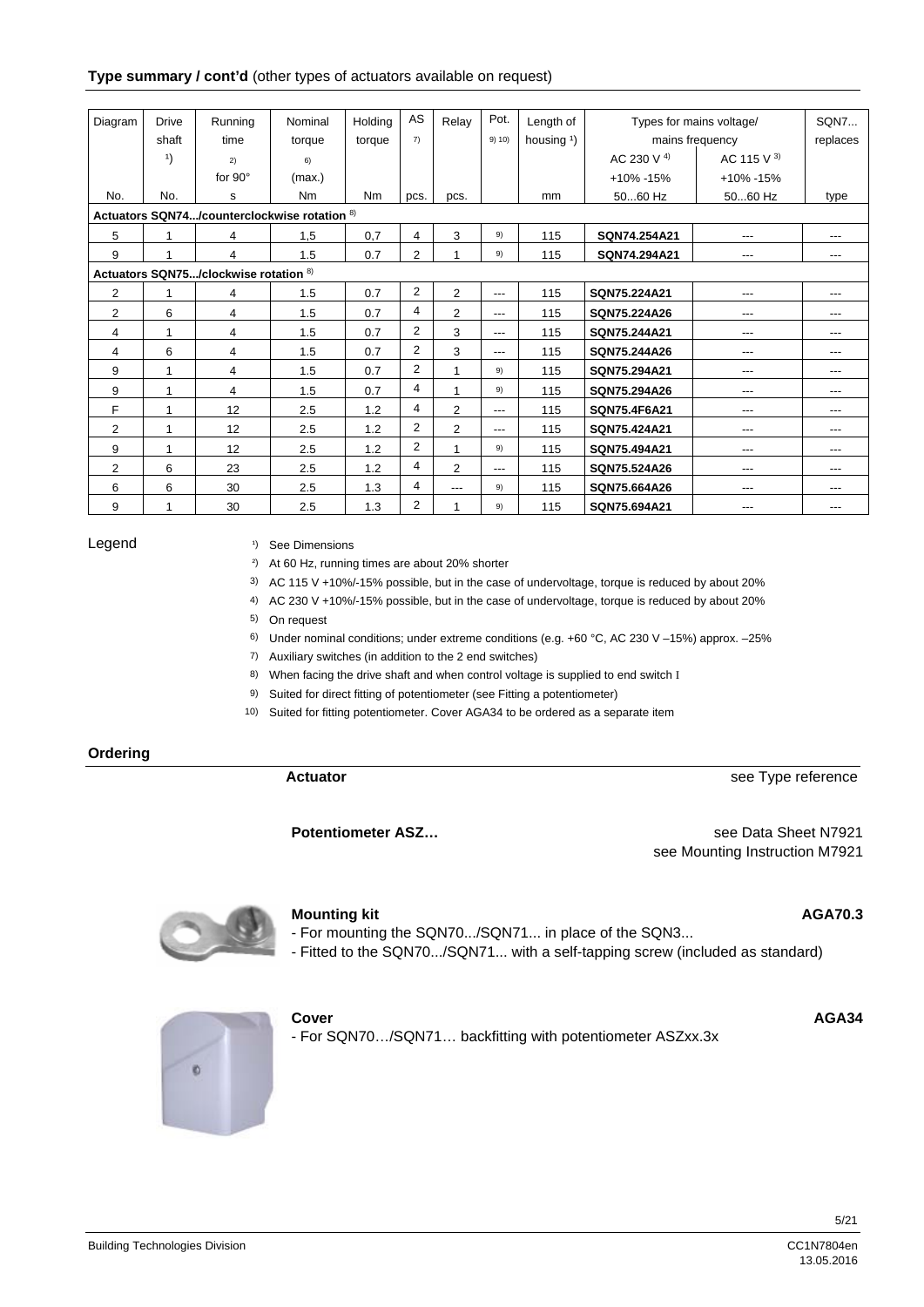## Type summary / cont'd (other types of actuators available on request)

| Diagram | Drive shaft [1] | Running time [2] for 90° | Nominal torque [6] (max.) | Holding torque | AS [7] | Relay | Pot. [9] [10] | Length of housing [1] | Types for mains voltage/ mains frequency | | SQN7... replaces |
|---|---|---|---|---|---|---|---|---|---|---|---|
| | | | | | | | | | AC 230 V [4] +10% -15% | AC 115 V [3] +10% -15% | |
| No. | No. | s | Nm | Nm | pcs. | pcs. | | mm | 50...60 Hz | 50...60 Hz | type |
| **Actuators SQN74.../counterclockwise rotation [8]** | | | | | | | | | | | |
| 5 | 1 | 4 | 1,5 | 0,7 | 4 | 3 | [9] | 115 | **SQN74.254A21** | --- | --- |
| 9 | 1 | 4 | 1.5 | 0.7 | 2 | 1 | [9] | 115 | **SQN74.294A21** | --- | --- |
| **Actuators SQN75.../clockwise rotation [8]** | | | | | | | | | | | |
| 2 | 1 | 4 | 1.5 | 0.7 | 2 | 2 | --- | 115 | **SQN75.224A21** | --- | --- |
| 2 | 6 | 4 | 1.5 | 0.7 | 4 | 2 | --- | 115 | **SQN75.224A26** | --- | --- |
| 4 | 1 | 4 | 1.5 | 0.7 | 2 | 3 | --- | 115 | **SQN75.244A21** | --- | --- |
| 4 | 6 | 4 | 1.5 | 0.7 | 2 | 3 | --- | 115 | **SQN75.244A26** | --- | --- |
| 9 | 1 | 4 | 1.5 | 0.7 | 2 | 1 | [9] | 115 | **SQN75.294A21** | --- | --- |
| 9 | 1 | 4 | 1.5 | 0.7 | 4 | 1 | [9] | 115 | **SQN75.294A26** | --- | --- |
| F | 1 | 12 | 2.5 | 1.2 | 4 | 2 | --- | 115 | **SQN75.4F6A21** | --- | --- |
| 2 | 1 | 12 | 2.5 | 1.2 | 2 | 2 | --- | 115 | **SQN75.424A21** | --- | --- |
| 9 | 1 | 12 | 2.5 | 1.2 | 2 | 1 | [9] | 115 | **SQN75.494A21** | --- | --- |
| 2 | 6 | 23 | 2.5 | 1.2 | 4 | 2 | --- | 115 | **SQN75.524A26** | --- | --- |
| 6 | 6 | 30 | 2.5 | 1.3 | 4 | --- | [9] | 115 | **SQN75.664A26** | --- | --- |
| 9 | 1 | 30 | 2.5 | 1.3 | 2 | 1 | [9] | 115 | **SQN75.694A21** | --- | --- |

Legend

1) See Dimensions
2) At 60 Hz, running times are about 20% shorter
3) AC 115 V +10%/-15% possible, but in the case of undervoltage, torque is reduced by about 20%
4) AC 230 V +10%/-15% possible, but in the case of undervoltage, torque is reduced by about 20%
5) On request
6) Under nominal conditions; under extreme conditions (e.g. +60 °C, AC 230 V –15%) approx. –25%
7) Auxiliary switches (in addition to the 2 end switches)
8) When facing the drive shaft and when control voltage is supplied to end switch I
9) Suited for direct fitting of potentiometer (see Fitting a potentiometer)
10) Suited for fitting potentiometer. Cover AGA34 to be ordered as a separate item

## Ordering

**Actuator** — see Type reference

**Potentiometer ASZ…** — see Data Sheet N7921, see Mounting Instruction M7921

**Mounting kit** — **AGA70.3**
- For mounting the SQN70.../SQN71... in place of the SQN3...
- Fitted to the SQN70.../SQN71... with a self-tapping screw (included as standard)

**Cover** — **AGA34**
- For SQN70…/SQN71… backfitting with potentiometer ASZxx.3x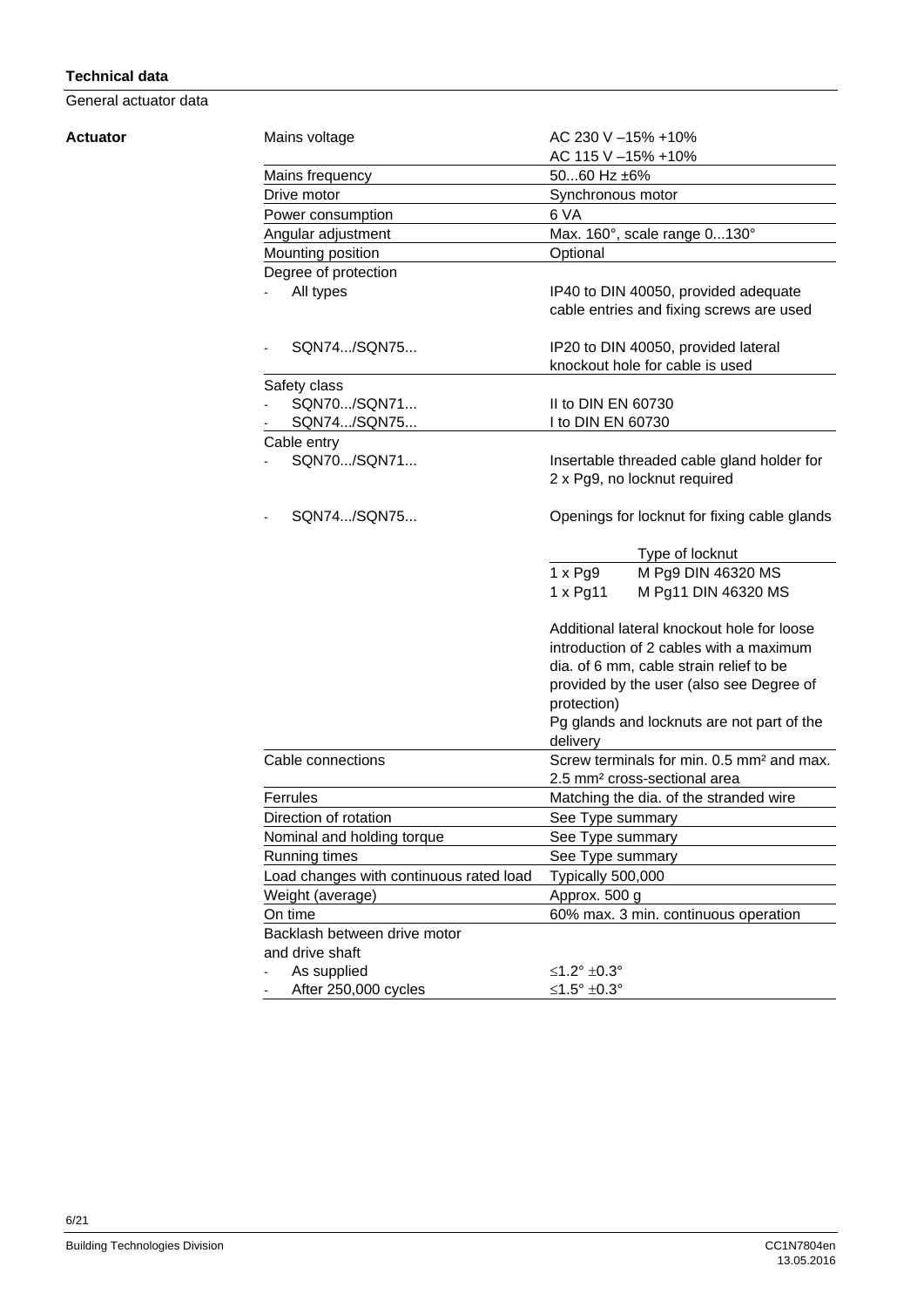**Technical data**

General actuator data

**Actuator**

| | |
|---|---|
| Mains voltage | AC 230 V –15% +10%<br>AC 115 V –15% +10% |
| Mains frequency | 50...60 Hz ±6% |
| Drive motor | Synchronous motor |
| Power consumption | 6 VA |
| Angular adjustment | Max. 160°, scale range 0...130° |
| Mounting position | Optional |
| Degree of protection | |
| - All types | IP40 to DIN 40050, provided adequate cable entries and fixing screws are used |
| - SQN74.../SQN75... | IP20 to DIN 40050, provided lateral knockout hole for cable is used |
| Safety class | |
| - SQN70.../SQN71... | II to DIN EN 60730 |
| - SQN74.../SQN75... | I to DIN EN 60730 |
| Cable entry | |
| - SQN70.../SQN71... | Insertable threaded cable gland holder for 2 x Pg9, no locknut required |
| - SQN74.../SQN75... | Openings for locknut for fixing cable glands<br><br>Type of locknut<br>1 x Pg9 — M Pg9 DIN 46320 MS<br>1 x Pg11 — M Pg11 DIN 46320 MS<br><br>Additional lateral knockout hole for loose introduction of 2 cables with a maximum dia. of 6 mm, cable strain relief to be provided by the user (also see Degree of protection)<br>Pg glands and locknuts are not part of the delivery |
| Cable connections | Screw terminals for min. 0.5 mm² and max. 2.5 mm² cross-sectional area |
| Ferrules | Matching the dia. of the stranded wire |
| Direction of rotation | See Type summary |
| Nominal and holding torque | See Type summary |
| Running times | See Type summary |
| Load changes with continuous rated load | Typically 500,000 |
| Weight (average) | Approx. 500 g |
| On time | 60% max. 3 min. continuous operation |
| Backlash between drive motor and drive shaft | |
| - As supplied | ≤1.2° ±0.3° |
| - After 250,000 cycles | ≤1.5° ±0.3° |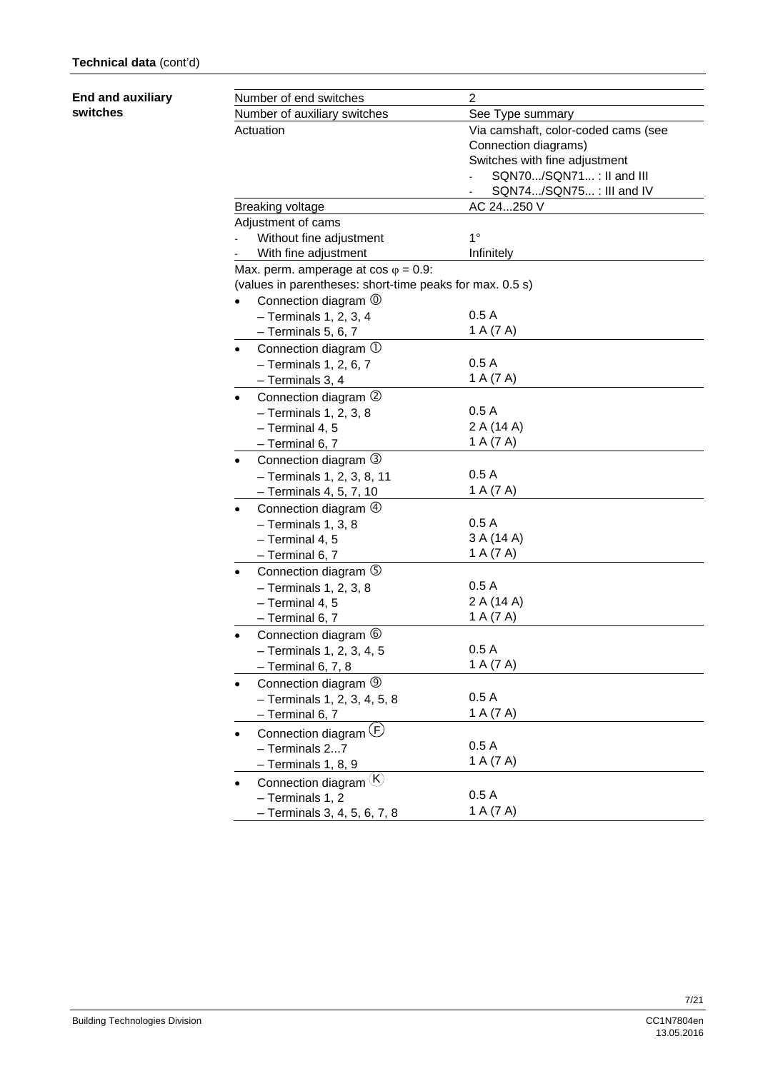**Technical data** (cont'd)

**End and auxiliary switches**

| | |
|---|---|
| Number of end switches | 2 |
| Number of auxiliary switches | See Type summary |
| Actuation | Via camshaft, color-coded cams (see Connection diagrams)<br>Switches with fine adjustment<br>- SQN70.../SQN71... : II and III<br>- SQN74.../SQN75... : III and IV |
| Breaking voltage | AC 24...250 V |
| Adjustment of cams<br>- Without fine adjustment<br>- With fine adjustment | <br>1°<br>Infinitely |
| Max. perm. amperage at cos φ = 0.9:<br>(values in parentheses: short-time peaks for max. 0.5 s) | |
| • Connection diagram ⓪<br>– Terminals 1, 2, 3, 4<br>– Terminals 5, 6, 7 | <br>0.5 A<br>1 A (7 A) |
| • Connection diagram ①<br>– Terminals 1, 2, 6, 7<br>– Terminals 3, 4 | <br>0.5 A<br>1 A (7 A) |
| • Connection diagram ②<br>– Terminals 1, 2, 3, 8<br>– Terminal 4, 5<br>– Terminal 6, 7 | <br>0.5 A<br>2 A (14 A)<br>1 A (7 A) |
| • Connection diagram ③<br>– Terminals 1, 2, 3, 8, 11<br>– Terminals 4, 5, 7, 10 | <br>0.5 A<br>1 A (7 A) |
| • Connection diagram ④<br>– Terminals 1, 3, 8<br>– Terminal 4, 5<br>– Terminal 6, 7 | <br>0.5 A<br>3 A (14 A)<br>1 A (7 A) |
| • Connection diagram ⑤<br>– Terminals 1, 2, 3, 8<br>– Terminal 4, 5<br>– Terminal 6, 7 | <br>0.5 A<br>2 A (14 A)<br>1 A (7 A) |
| • Connection diagram ⑥<br>– Terminals 1, 2, 3, 4, 5<br>– Terminal 6, 7, 8 | <br>0.5 A<br>1 A (7 A) |
| • Connection diagram ⑨<br>– Terminals 1, 2, 3, 4, 5, 8<br>– Terminal 6, 7 | <br>0.5 A<br>1 A (7 A) |
| • Connection diagram Ⓕ<br>– Terminals 2...7<br>– Terminals 1, 8, 9 | <br>0.5 A<br>1 A (7 A) |
| • Connection diagram Ⓚ<br>– Terminals 1, 2<br>– Terminals 3, 4, 5, 6, 7, 8 | <br>0.5 A<br>1 A (7 A) |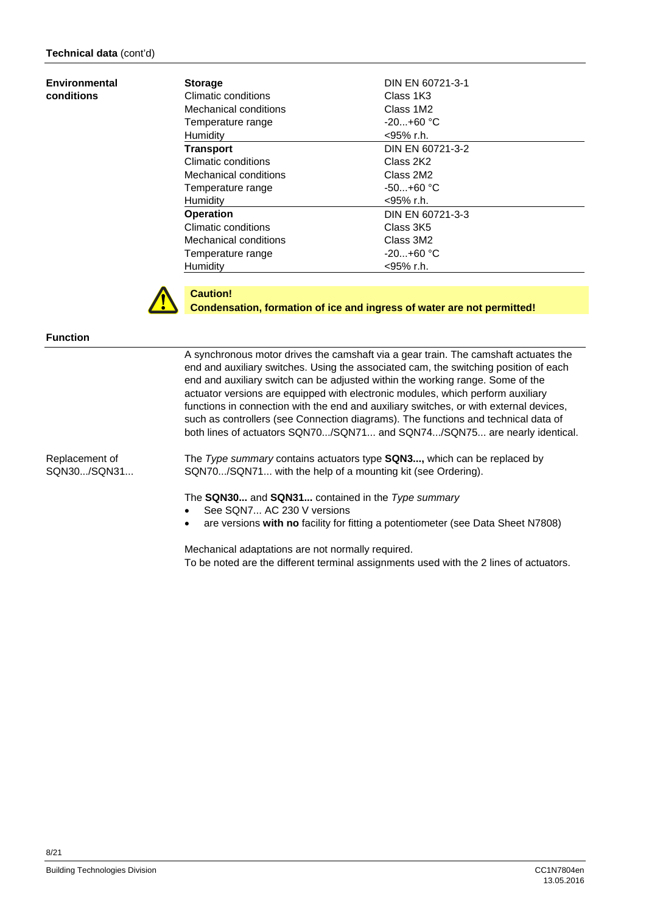## Technical data (cont'd)

| Environmental conditions | | |
|---|---|---|
| | **Storage** | DIN EN 60721-3-1 |
| | Climatic conditions | Class 1K3 |
| | Mechanical conditions | Class 1M2 |
| | Temperature range | -20...+60 °C |
| | Humidity | <95% r.h. |
| | **Transport** | DIN EN 60721-3-2 |
| | Climatic conditions | Class 2K2 |
| | Mechanical conditions | Class 2M2 |
| | Temperature range | -50...+60 °C |
| | Humidity | <95% r.h. |
| | **Operation** | DIN EN 60721-3-3 |
| | Climatic conditions | Class 3K5 |
| | Mechanical conditions | Class 3M2 |
| | Temperature range | -20...+60 °C |
| | Humidity | <95% r.h. |

**Caution!**
**Condensation, formation of ice and ingress of water are not permitted!**

## Function

A synchronous motor drives the camshaft via a gear train. The camshaft actuates the end and auxiliary switches. Using the associated cam, the switching position of each end and auxiliary switch can be adjusted within the working range. Some of the actuator versions are equipped with electronic modules, which perform auxiliary functions in connection with the end and auxiliary switches, or with external devices, such as controllers (see Connection diagrams). The functions and technical data of both lines of actuators SQN70.../SQN71... and SQN74.../SQN75... are nearly identical.

### Replacement of SQN30.../SQN31...

The *Type summary* contains actuators type **SQN3...,** which can be replaced by SQN70.../SQN71... with the help of a mounting kit (see Ordering).

The **SQN30...** and **SQN31...** contained in the *Type summary*

- See SQN7... AC 230 V versions
- are versions **with no** facility for fitting a potentiometer (see Data Sheet N7808)

Mechanical adaptations are not normally required.
To be noted are the different terminal assignments used with the 2 lines of actuators.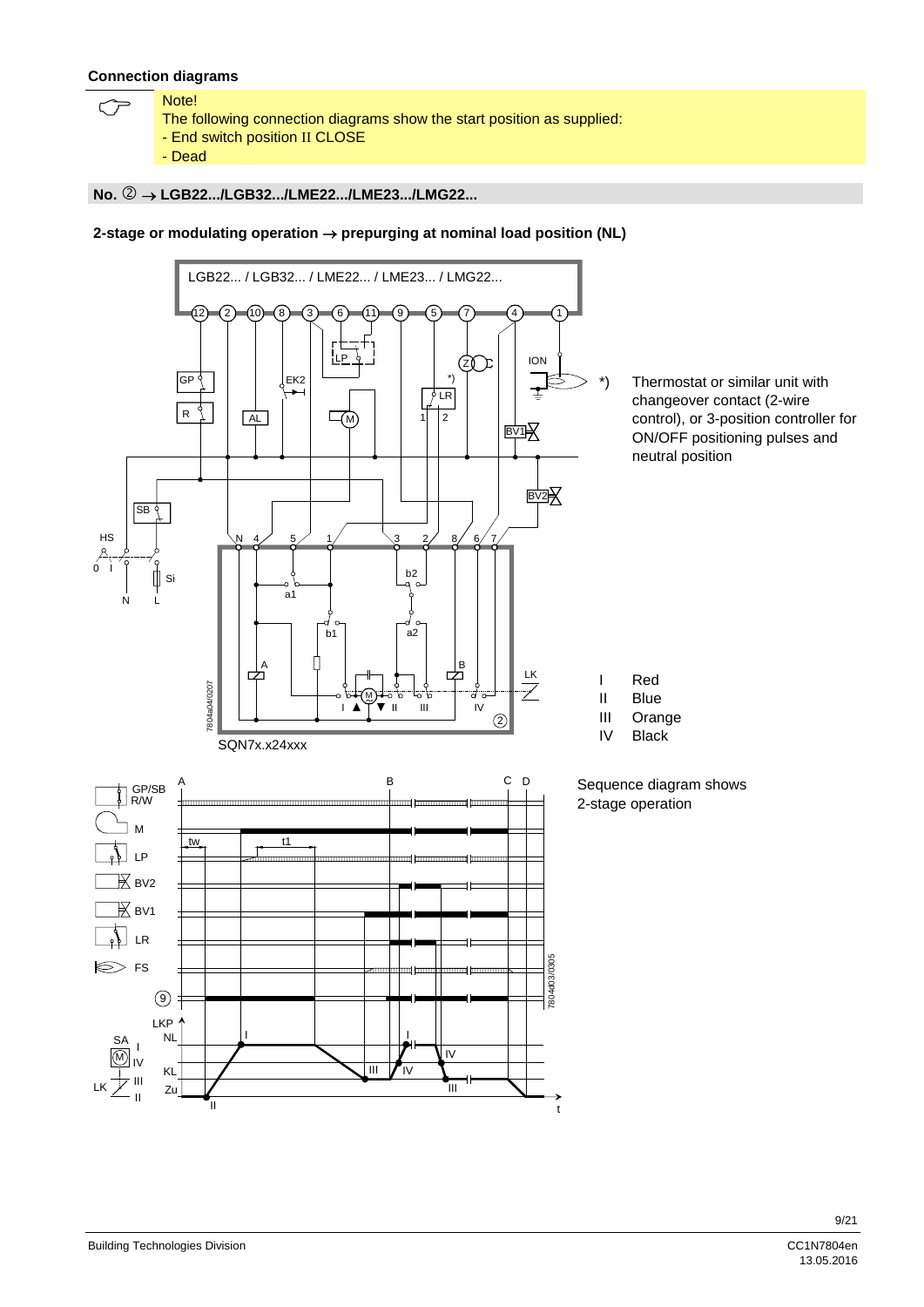### Connection diagrams

> Note!
> The following connection diagrams show the start position as supplied:
> - End switch position II CLOSE
> - Dead

**No. ② → LGB22.../LGB32.../LME22.../LME23.../LMG22...**

**2-stage or modulating operation → prepurging at nominal load position (NL)**

*) Thermostat or similar unit with changeover contact (2-wire control), or 3-position controller for ON/OFF positioning pulses and neutral position

| | |
|---|---|
| I | Red |
| II | Blue |
| III | Orange |
| IV | Black |

Sequence diagram shows 2-stage operation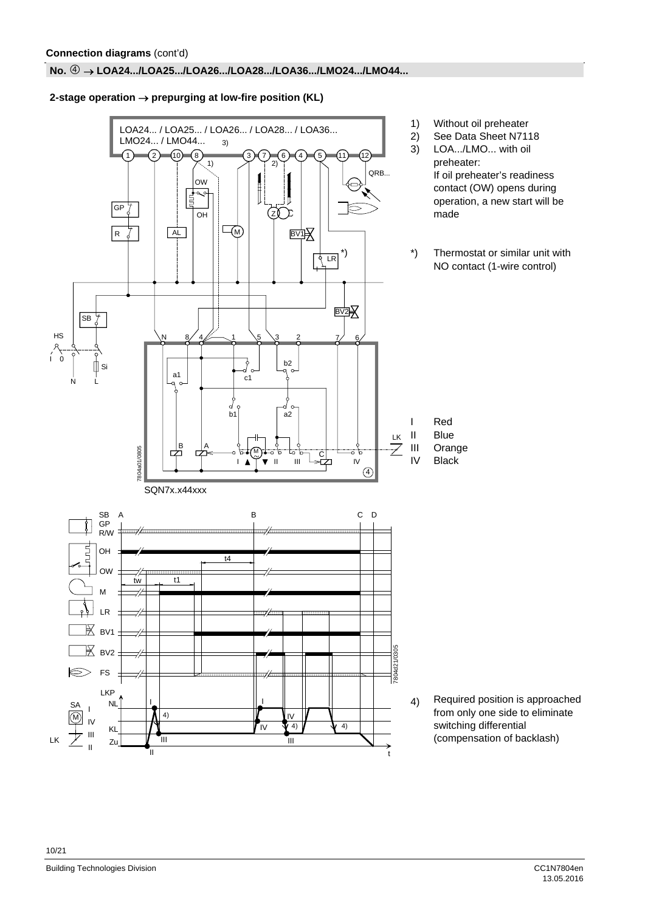**Connection diagrams** (cont'd)

**No. ④ → LOA24.../LOA25.../LOA26.../LOA28.../LOA36.../LMO24.../LMO44...**

**2-stage operation → prepurging at low-fire position (KL)**

1) Without oil preheater
2) See Data Sheet N7118
3) LOA.../LMO... with oil preheater: If oil preheater's readiness contact (OW) opens during operation, a new start will be made

*) Thermostat or similar unit with NO contact (1-wire control)

I Red
II Blue
III Orange
IV Black

SQN7x.x44xxx

4) Required position is approached from only one side to eliminate switching differential (compensation of backlash)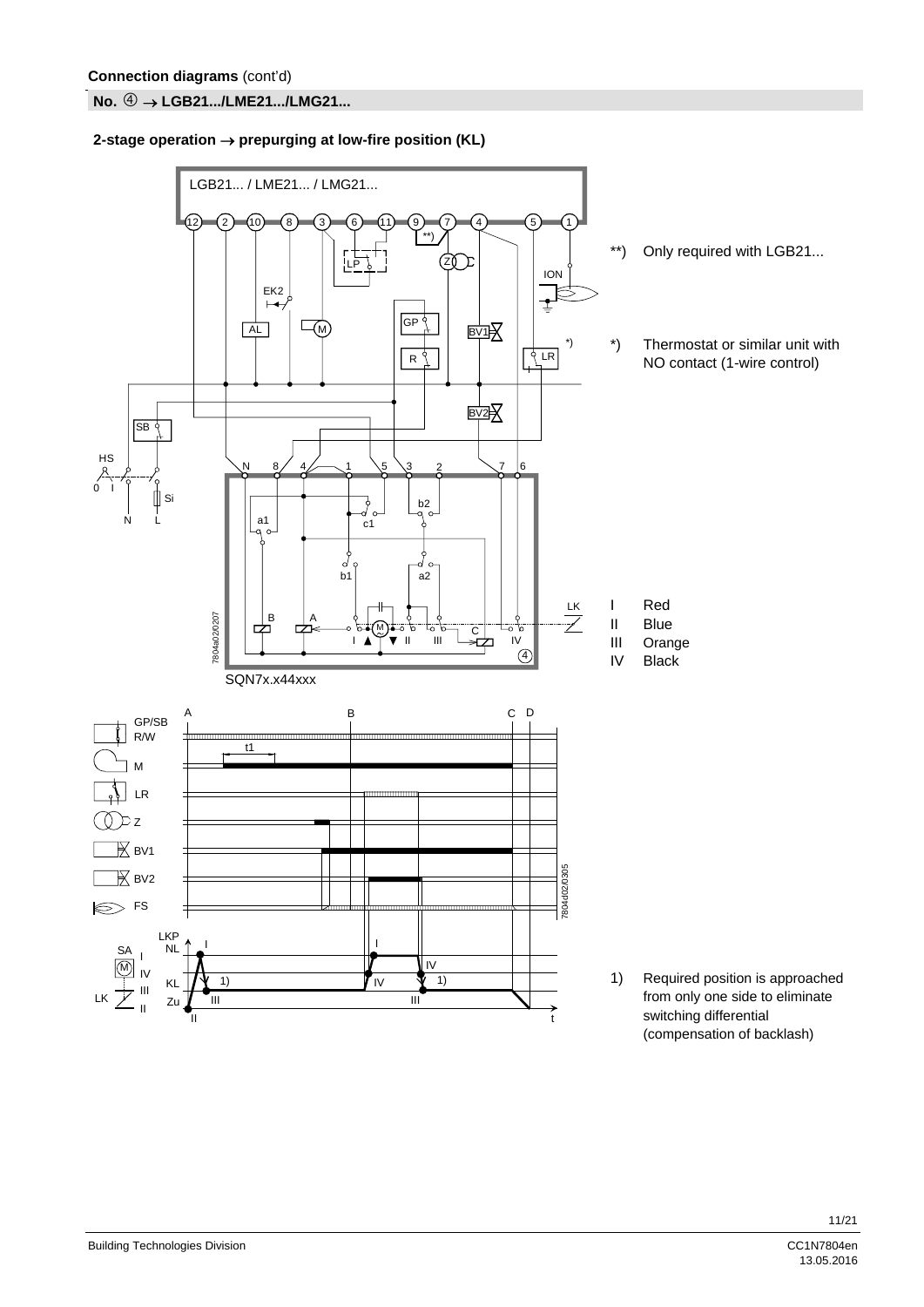**Connection diagrams** (cont'd)

**No. ④ → LGB21.../LME21.../LMG21...**

**2-stage operation → prepurging at low-fire position (KL)**

LGB21... / LME21... / LMG21...

**) Only required with LGB21...

*) Thermostat or similar unit with NO contact (1-wire control)

SQN7x.x44xxx

| | |
|---|---|
| I | Red |
| II | Blue |
| III | Orange |
| IV | Black |

1) Required position is approached from only one side to eliminate switching differential (compensation of backlash)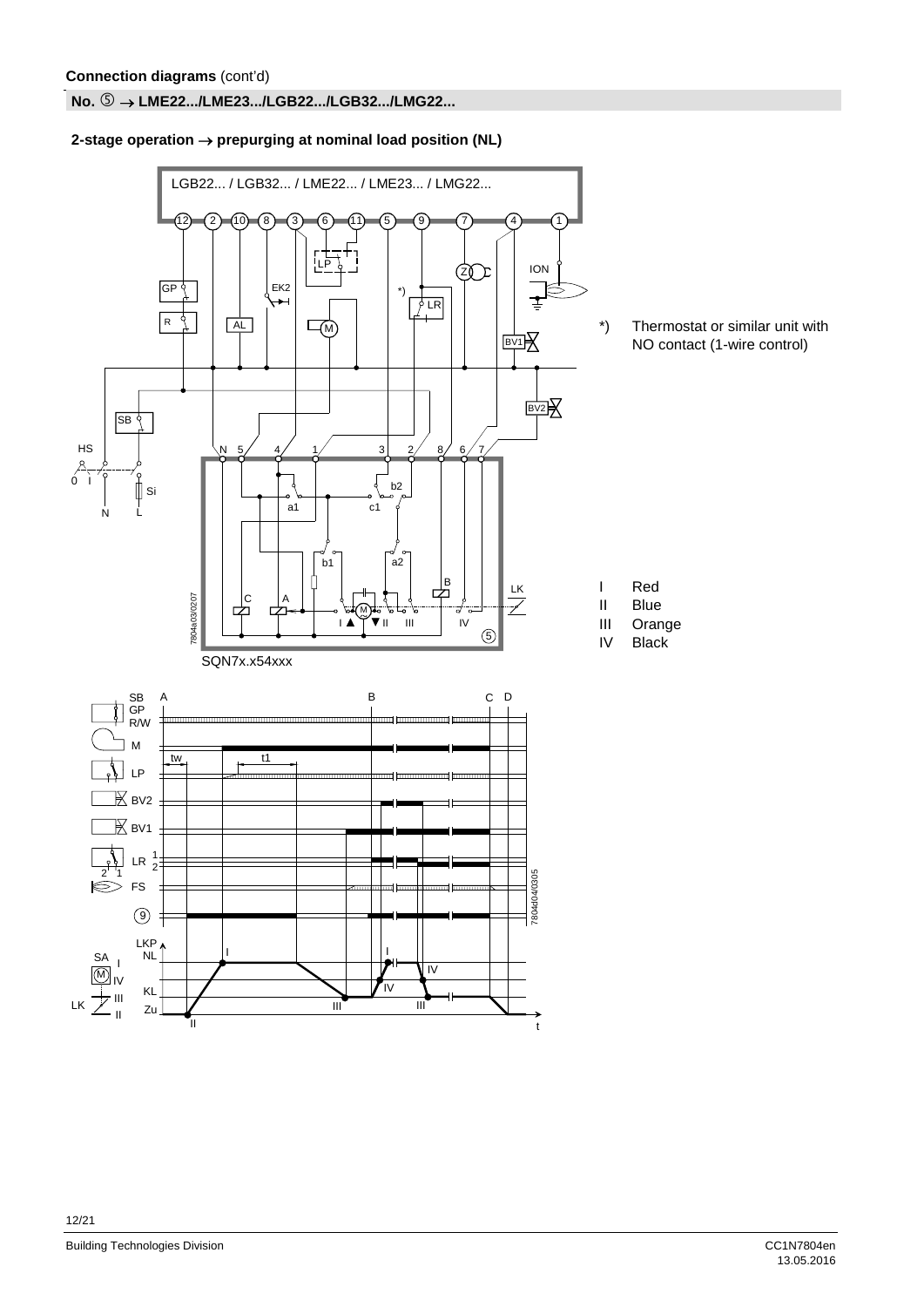**Connection diagrams** (cont'd)

**No. ⑤ → LME22.../LME23.../LGB22.../LGB32.../LMG22...**

**2-stage operation → prepurging at nominal load position (NL)**

LGB22... / LGB32... / LME22... / LME23... / LMG22...

SQN7x.x54xxx

*) Thermostat or similar unit with NO contact (1-wire control)

I Red
II Blue
III Orange
IV Black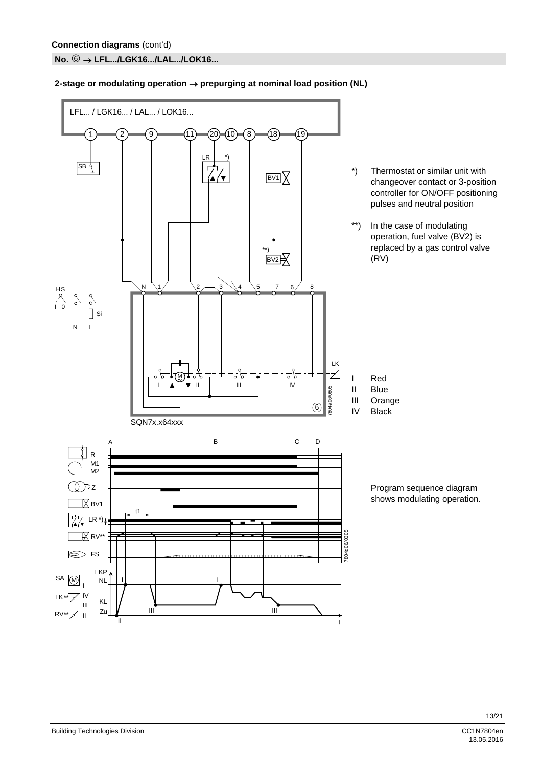**Connection diagrams** (cont'd)

**No. ⑥ → LFL.../LGK16.../LAL.../LOK16...**

**2-stage or modulating operation → prepurging at nominal load position (NL)**

*) Thermostat or similar unit with changeover contact or 3-position controller for ON/OFF positioning pulses and neutral position

**) In the case of modulating operation, fuel valve (BV2) is replaced by a gas control valve (RV)

I Red
II Blue
III Orange
IV Black

SQN7x.x64xxx

Program sequence diagram shows modulating operation.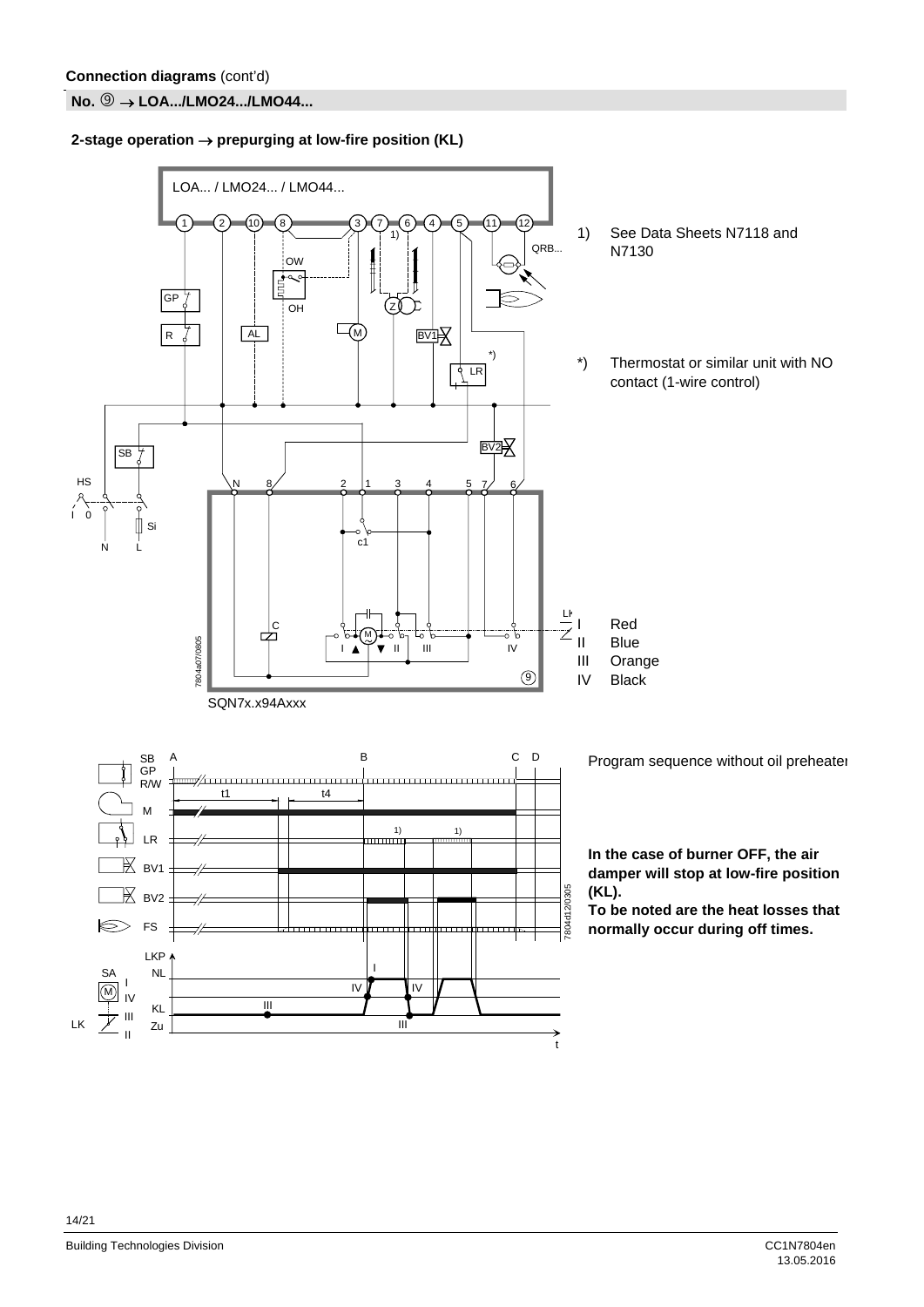**Connection diagrams** (cont'd)

**No. ⑨ → LOA.../LMO24.../LMO44...**

**2-stage operation → prepurging at low-fire position (KL)**

LOA... / LMO24... / LMO44...

1) See Data Sheets N7118 and N7130

*) Thermostat or similar unit with NO contact (1-wire control)

SQN7x.x94Axxx

I Red
II Blue
III Orange
IV Black

Program sequence without oil preheater

**In the case of burner OFF, the air damper will stop at low-fire position (KL).**
**To be noted are the heat losses that normally occur during off times.**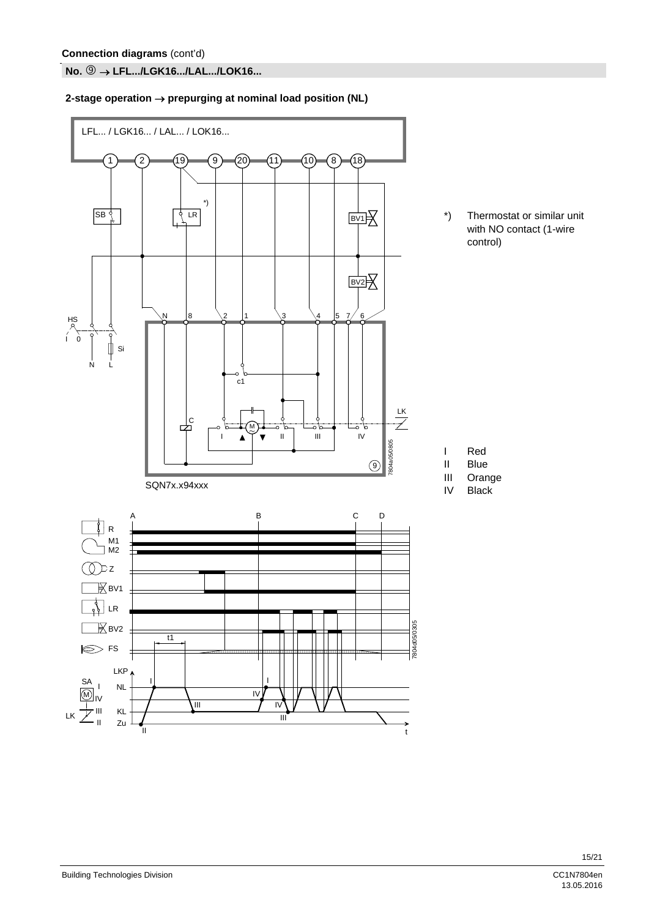**Connection diagrams** (cont'd)

## No. ⑨ → LFL.../LGK16.../LAL.../LOK16...

**2-stage operation → prepurging at nominal load position (NL)**

*) Thermostat or similar unit with NO contact (1-wire control)

I Red
II Blue
III Orange
IV Black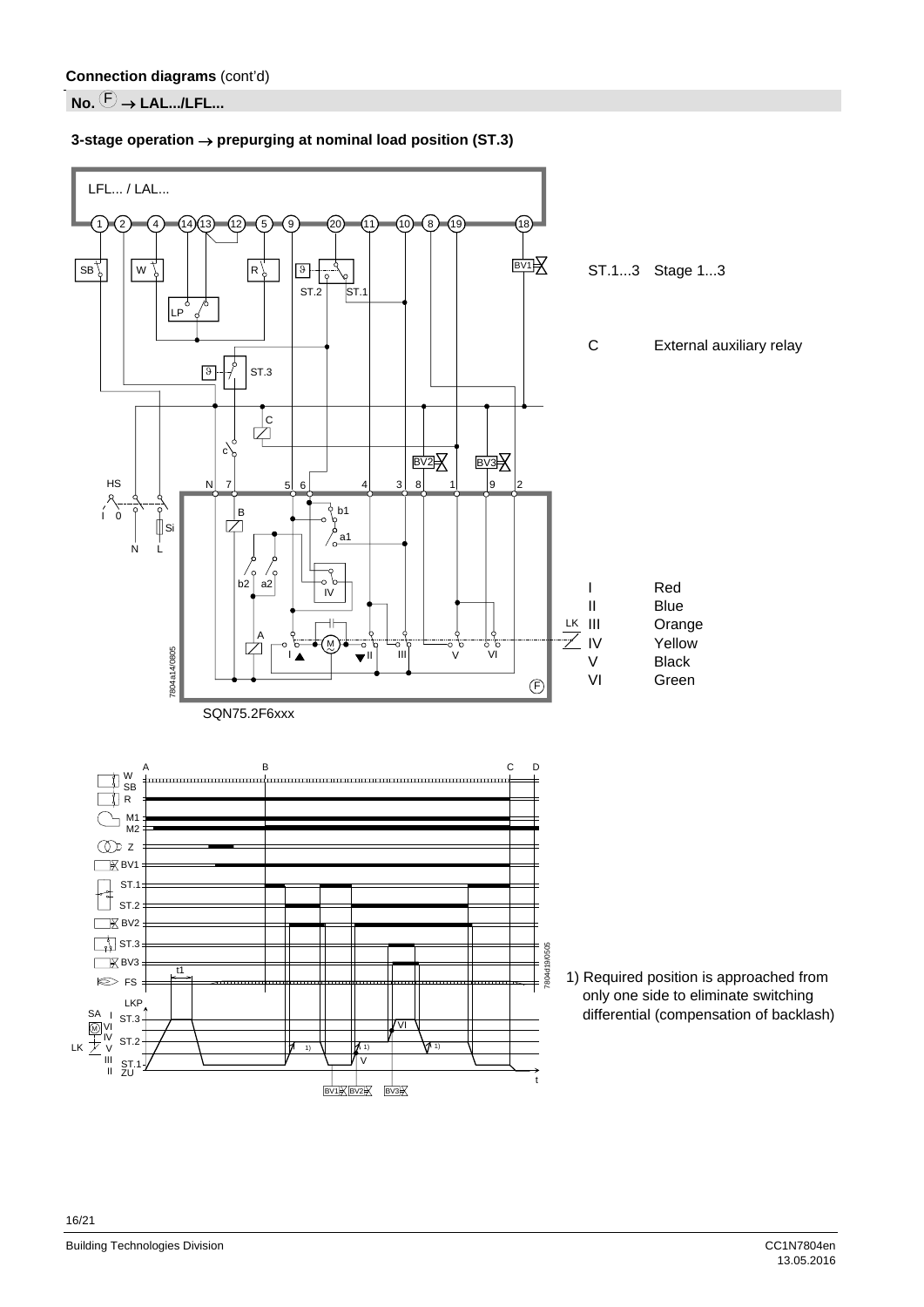**Connection diagrams** (cont'd)

## No. (F) → LAL.../LFL...

### 3-stage operation → prepurging at nominal load position (ST.3)

ST.1...3 Stage 1...3

C External auxiliary relay

| | |
|---|---|
| I | Red |
| II | Blue |
| III | Orange |
| IV | Yellow |
| V | Black |
| VI | Green |

SQN75.2F6xxx

1) Required position is approached from only one side to eliminate switching differential (compensation of backlash)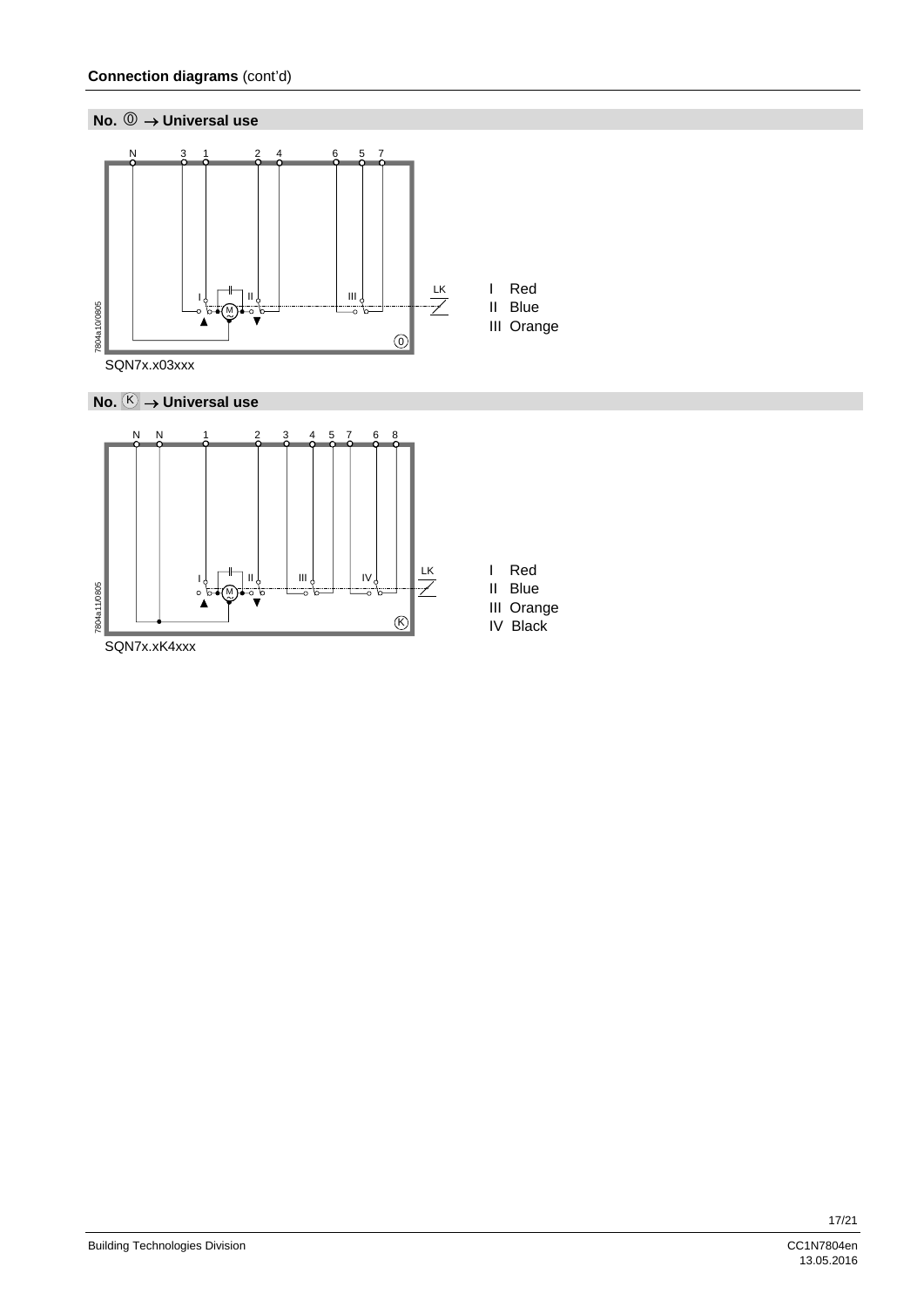**Connection diagrams** (cont'd)

## No. ⓪ → Universal use

I Red
II Blue
III Orange

SQN7x.x03xxx

## No. Ⓚ → Universal use

I Red
II Blue
III Orange
IV Black

SQN7x.xK4xxx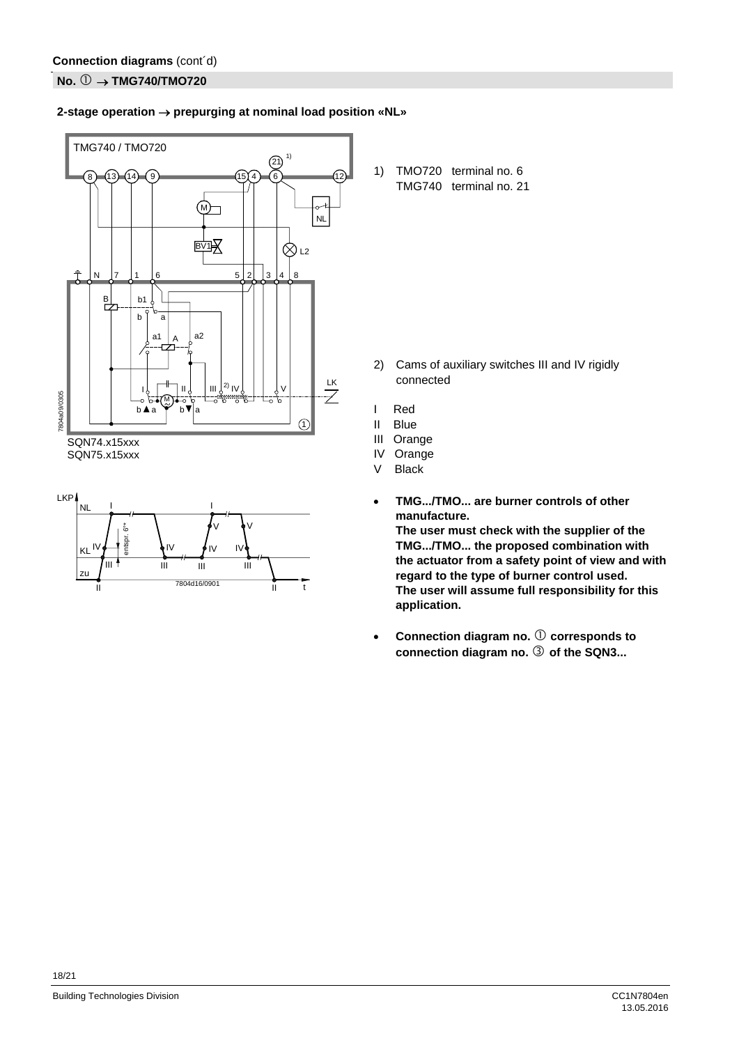**Connection diagrams** (cont´d)

**No. ① → TMG740/TMO720**

**2-stage operation → prepurging at nominal load position «NL»**

SQN74.x15xxx
SQN75.x15xxx

1) TMO720 terminal no. 6
TMG740 terminal no. 21

2) Cams of auxiliary switches III and IV rigidly connected

I Red
II Blue
III Orange
IV Orange
V Black

- **TMG.../TMO... are burner controls of other manufacture.**
  **The user must check with the supplier of the TMG.../TMO... the proposed combination with the actuator from a safety point of view and with regard to the type of burner control used.**
  **The user will assume full responsibility for this application.**

- **Connection diagram no. ① corresponds to connection diagram no. ③ of the SQN3...**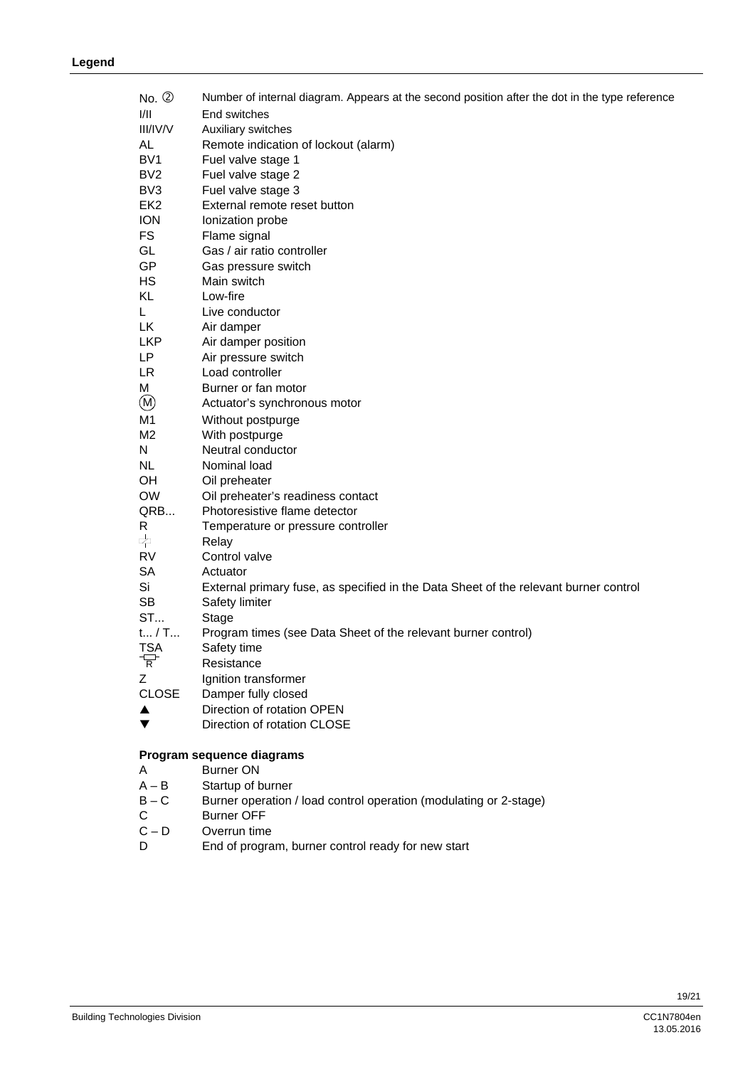## Legend

| | |
|---|---|
| No. ② | Number of internal diagram. Appears at the second position after the dot in the type reference |
| I/II | End switches |
| III/IV/V | Auxiliary switches |
| AL | Remote indication of lockout (alarm) |
| BV1 | Fuel valve stage 1 |
| BV2 | Fuel valve stage 2 |
| BV3 | Fuel valve stage 3 |
| EK2 | External remote reset button |
| ION | Ionization probe |
| FS | Flame signal |
| GL | Gas / air ratio controller |
| GP | Gas pressure switch |
| HS | Main switch |
| KL | Low-fire |
| L | Live conductor |
| LK | Air damper |
| LKP | Air damper position |
| LP | Air pressure switch |
| LR | Load controller |
| M | Burner or fan motor |
| Ⓜ | Actuator's synchronous motor |
| M1 | Without postpurge |
| M2 | With postpurge |
| N | Neutral conductor |
| NL | Nominal load |
| OH | Oil preheater |
| OW | Oil preheater's readiness contact |
| QRB... | Photoresistive flame detector |
| R | Temperature or pressure controller |
| (relay symbol) | Relay |
| RV | Control valve |
| SA | Actuator |
| Si | External primary fuse, as specified in the Data Sheet of the relevant burner control |
| SB | Safety limiter |
| ST... | Stage |
| t... / T... | Program times (see Data Sheet of the relevant burner control) |
| TSA | Safety time |
| (R symbol) | Resistance |
| Z | Ignition transformer |
| CLOSE | Damper fully closed |
| ▲ | Direction of rotation OPEN |
| ▼ | Direction of rotation CLOSE |

**Program sequence diagrams**

| | |
|---|---|
| A | Burner ON |
| A – B | Startup of burner |
| B – C | Burner operation / load control operation (modulating or 2-stage) |
| C | Burner OFF |
| C – D | Overrun time |
| D | End of program, burner control ready for new start |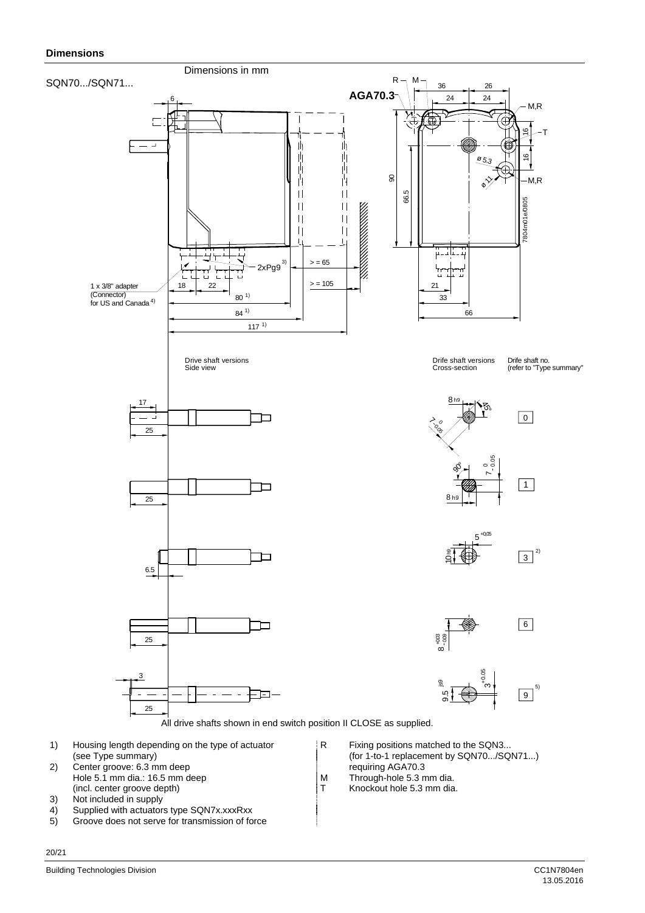## Dimensions

Dimensions in mm

SQN70.../SQN71...

AGA70.3

All drive shafts shown in end switch position II CLOSE as supplied.

1) Housing length depending on the type of actuator (see Type summary)
2) Center groove: 6.3 mm deep
   Hole 5.1 mm dia.: 16.5 mm deep
   (incl. center groove depth)
3) Not included in supply
4) Supplied with actuators type SQN7x.xxxRxx
5) Groove does not serve for transmission of force

R Fixing positions matched to the SQN3... (for 1-to-1 replacement by SQN70.../SQN71...) requiring AGA70.3
M Through-hole 5.3 mm dia.
T Knockout hole 5.3 mm dia.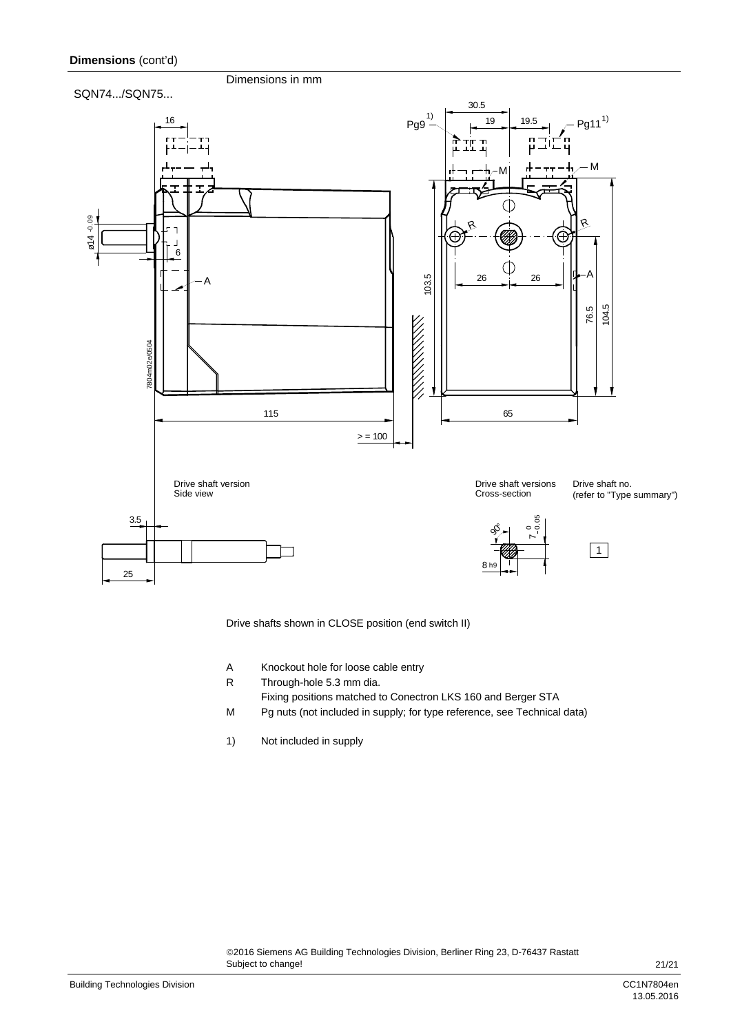**Dimensions** (cont'd)

Dimensions in mm

SQN74.../SQN75...

16

ø14 -0.09

6

A

7804m02e/0504

115

>= 100

Pg9 1)

30.5

19

19.5

Pg11 1)

M

M

R

R

26

26

A

103.5

76.5

104.5

65

Drive shaft version
Side view

3.5

25

Drive shaft versions
Cross-section

90°

$7^{0}_{-0.05}$

8 h9

Drive shaft no.
(refer to "Type summary")

1

Drive shafts shown in CLOSE position (end switch II)

A Knockout hole for loose cable entry

R Through-hole 5.3 mm dia.
Fixing positions matched to Conectron LKS 160 and Berger STA

M Pg nuts (not included in supply; for type reference, see Technical data)

1) Not included in supply

©2016 Siemens AG Building Technologies Division, Berliner Ring 23, D-76437 Rastatt
Subject to change!